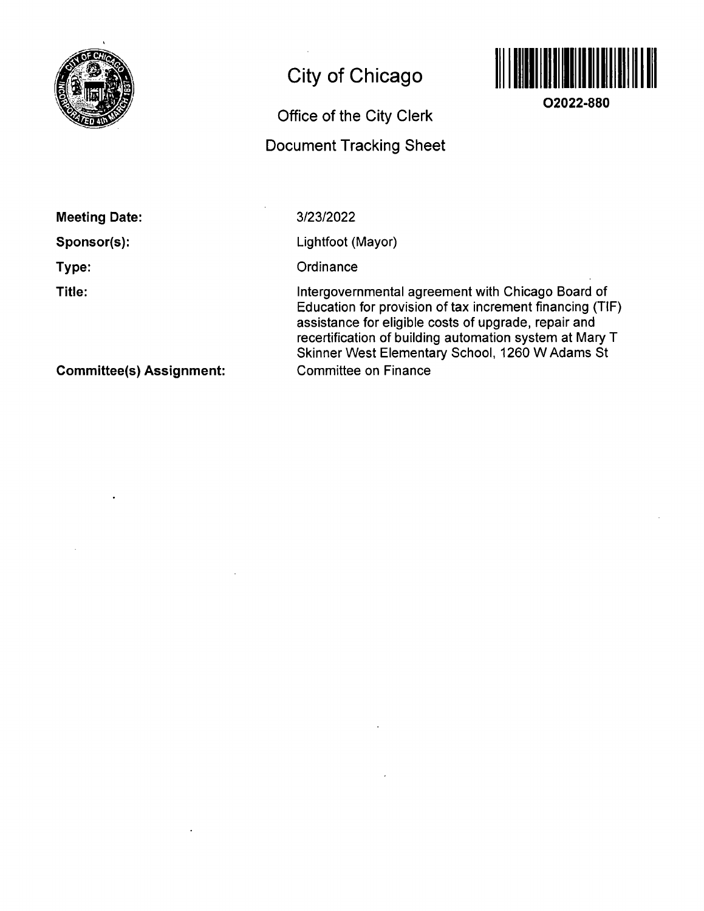# City of Chicago

## Office of the City Clerk

## Document Tracking Sheet

**O2022-880**

**Meeting Date:** 3/23/2022

**Sponsor(s):** Lightfoot (Mayor)

**Type:** Ordinance

**Title:** Intergovernmental agreement with Chicago Board of Education for provision of tax increment financing (TIF) assistance for eligible costs of upgrade, repair and recertification of building automation system at Mary T Skinner West Elementary School, 1260 W Adams St

**Committee(s) Assignment:** Committee on Finance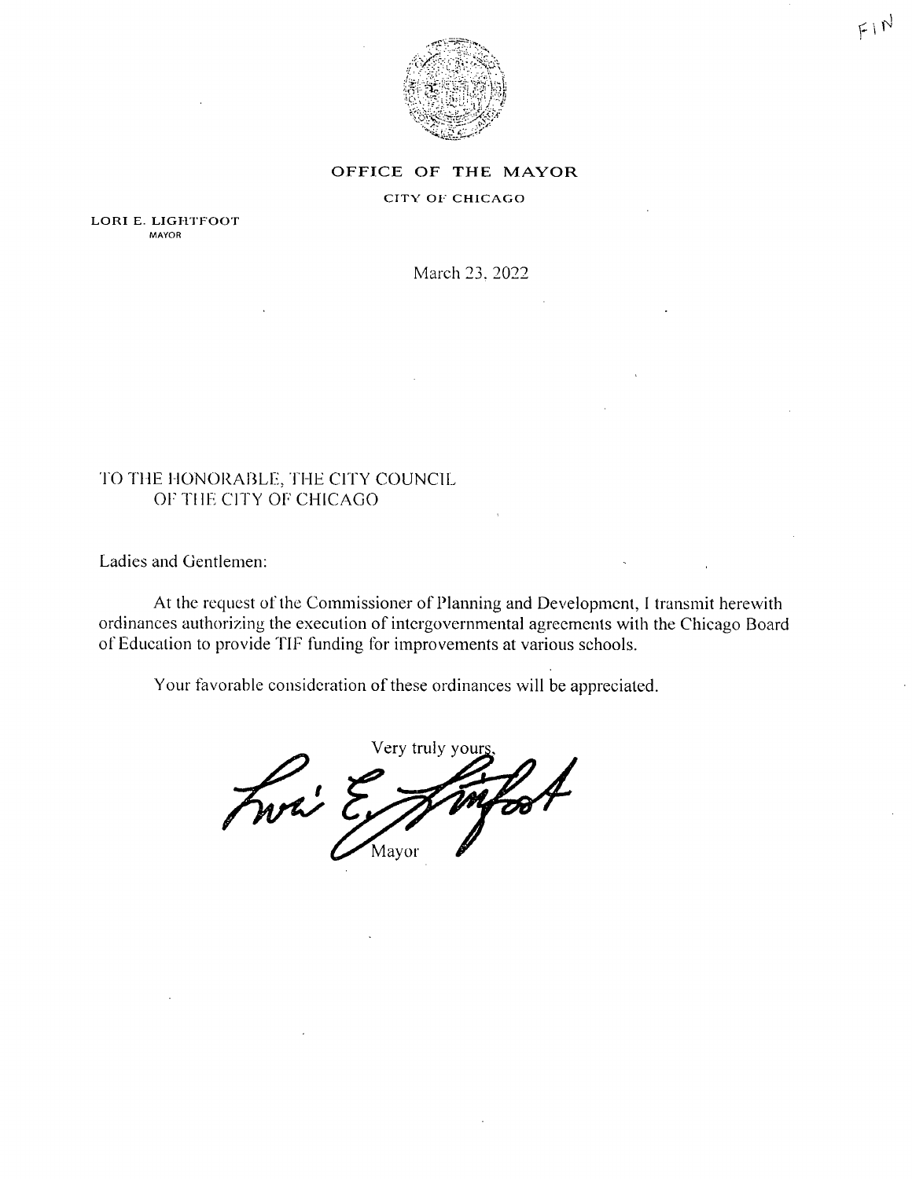FIN

**OFFICE OF THE MAYOR**

CITY OF CHICAGO

LORI E. LIGHTFOOT
MAYOR

March 23, 2022

TO THE HONORABLE, THE CITY COUNCIL
OF THE CITY OF CHICAGO

Ladies and Gentlemen:

At the request of the Commissioner of Planning and Development, I transmit herewith ordinances authorizing the execution of intergovernmental agreements with the Chicago Board of Education to provide TIF funding for improvements at various schools.

Your favorable consideration of these ordinances will be appreciated.

Very truly yours,

Mayor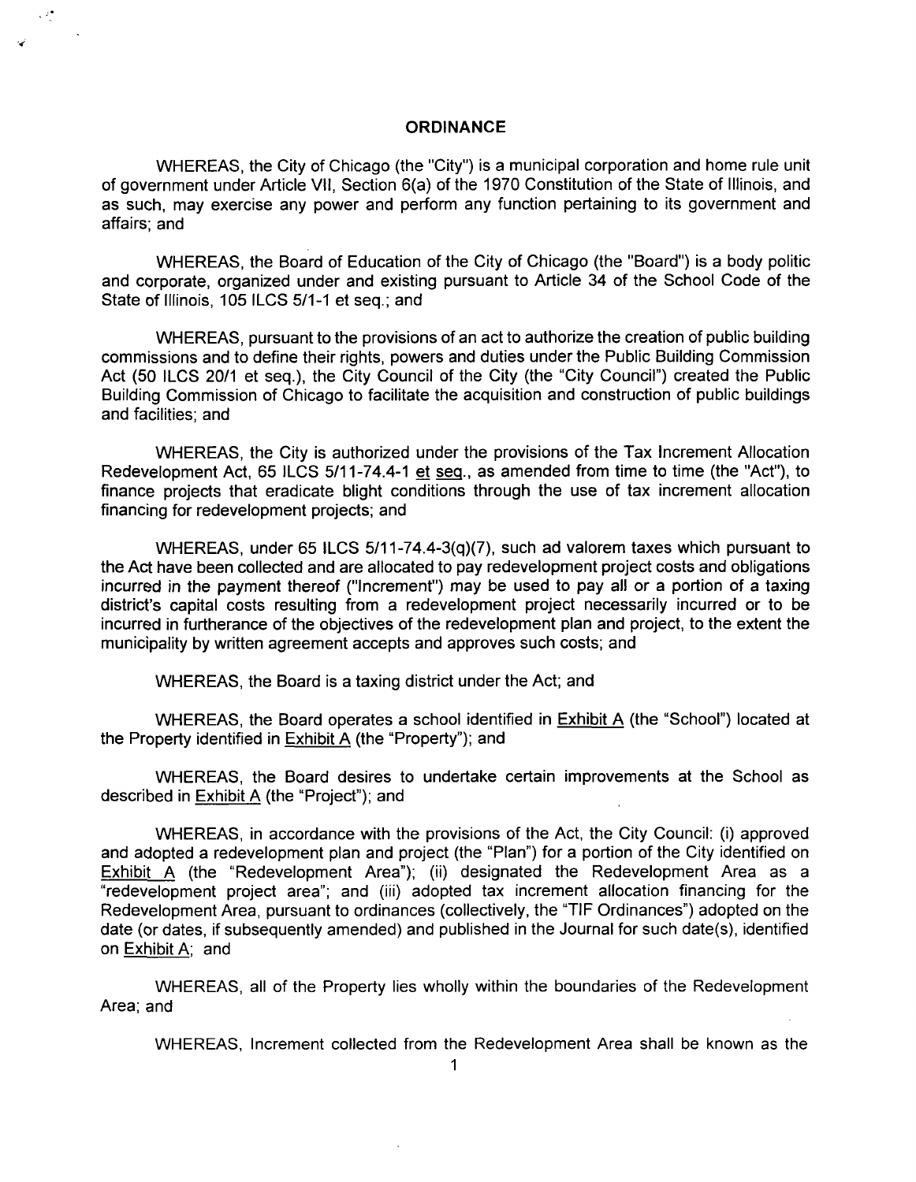## ORDINANCE

WHEREAS, the City of Chicago (the "City") is a municipal corporation and home rule unit of government under Article VII, Section 6(a) of the 1970 Constitution of the State of Illinois, and as such, may exercise any power and perform any function pertaining to its government and affairs; and

WHEREAS, the Board of Education of the City of Chicago (the "Board") is a body politic and corporate, organized under and existing pursuant to Article 34 of the School Code of the State of Illinois, 105 ILCS 5/1-1 et seq.; and

WHEREAS, pursuant to the provisions of an act to authorize the creation of public building commissions and to define their rights, powers and duties under the Public Building Commission Act (50 ILCS 20/1 et seq.), the City Council of the City (the "City Council") created the Public Building Commission of Chicago to facilitate the acquisition and construction of public buildings and facilities; and

WHEREAS, the City is authorized under the provisions of the Tax Increment Allocation Redevelopment Act, 65 ILCS 5/11-74.4-1 et seq., as amended from time to time (the "Act"), to finance projects that eradicate blight conditions through the use of tax increment allocation financing for redevelopment projects; and

WHEREAS, under 65 ILCS 5/11-74.4-3(q)(7), such ad valorem taxes which pursuant to the Act have been collected and are allocated to pay redevelopment project costs and obligations incurred in the payment thereof ("Increment") may be used to pay all or a portion of a taxing district's capital costs resulting from a redevelopment project necessarily incurred or to be incurred in furtherance of the objectives of the redevelopment plan and project, to the extent the municipality by written agreement accepts and approves such costs; and

WHEREAS, the Board is a taxing district under the Act; and

WHEREAS, the Board operates a school identified in Exhibit A (the "School") located at the Property identified in Exhibit A (the "Property"); and

WHEREAS, the Board desires to undertake certain improvements at the School as described in Exhibit A (the "Project"); and

WHEREAS, in accordance with the provisions of the Act, the City Council: (i) approved and adopted a redevelopment plan and project (the "Plan") for a portion of the City identified on Exhibit A (the "Redevelopment Area"); (ii) designated the Redevelopment Area as a "redevelopment project area"; and (iii) adopted tax increment allocation financing for the Redevelopment Area, pursuant to ordinances (collectively, the "TIF Ordinances") adopted on the date (or dates, if subsequently amended) and published in the Journal for such date(s), identified on Exhibit A; and

WHEREAS, all of the Property lies wholly within the boundaries of the Redevelopment Area; and

WHEREAS, Increment collected from the Redevelopment Area shall be known as the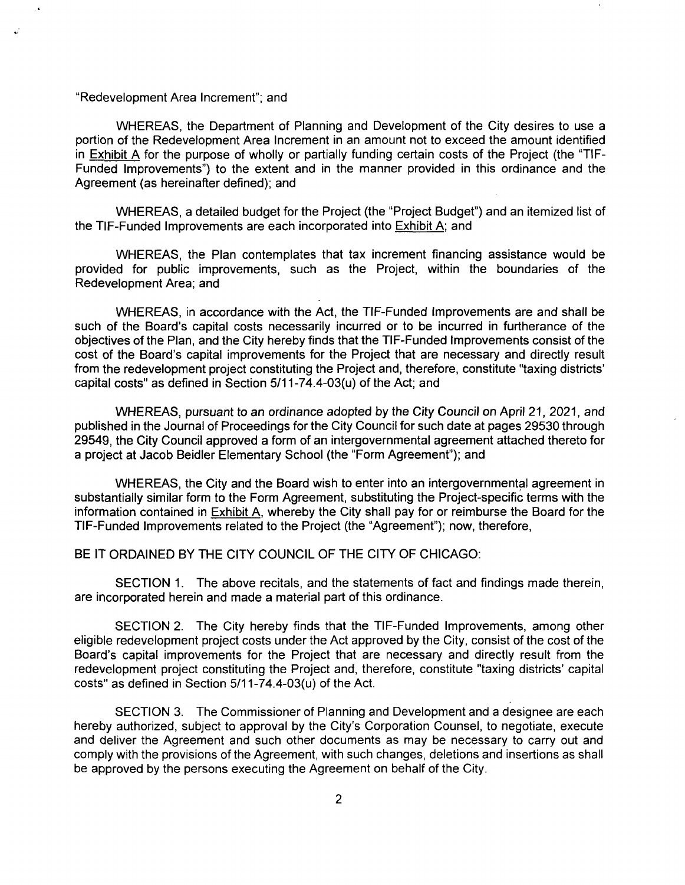"Redevelopment Area Increment"; and

WHEREAS, the Department of Planning and Development of the City desires to use a portion of the Redevelopment Area Increment in an amount not to exceed the amount identified in Exhibit A for the purpose of wholly or partially funding certain costs of the Project (the "TIF-Funded Improvements") to the extent and in the manner provided in this ordinance and the Agreement (as hereinafter defined); and

WHEREAS, a detailed budget for the Project (the "Project Budget") and an itemized list of the TIF-Funded Improvements are each incorporated into Exhibit A; and

WHEREAS, the Plan contemplates that tax increment financing assistance would be provided for public improvements, such as the Project, within the boundaries of the Redevelopment Area; and

WHEREAS, in accordance with the Act, the TIF-Funded Improvements are and shall be such of the Board's capital costs necessarily incurred or to be incurred in furtherance of the objectives of the Plan, and the City hereby finds that the TIF-Funded Improvements consist of the cost of the Board's capital improvements for the Project that are necessary and directly result from the redevelopment project constituting the Project and, therefore, constitute "taxing districts' capital costs" as defined in Section 5/11-74.4-03(u) of the Act; and

WHEREAS, pursuant to an ordinance adopted by the City Council on April 21, 2021, and published in the Journal of Proceedings for the City Council for such date at pages 29530 through 29549, the City Council approved a form of an intergovernmental agreement attached thereto for a project at Jacob Beidler Elementary School (the "Form Agreement"); and

WHEREAS, the City and the Board wish to enter into an intergovernmental agreement in substantially similar form to the Form Agreement, substituting the Project-specific terms with the information contained in Exhibit A, whereby the City shall pay for or reimburse the Board for the TIF-Funded Improvements related to the Project (the "Agreement"); now, therefore,

BE IT ORDAINED BY THE CITY COUNCIL OF THE CITY OF CHICAGO:

SECTION 1. The above recitals, and the statements of fact and findings made therein, are incorporated herein and made a material part of this ordinance.

SECTION 2. The City hereby finds that the TIF-Funded Improvements, among other eligible redevelopment project costs under the Act approved by the City, consist of the cost of the Board's capital improvements for the Project that are necessary and directly result from the redevelopment project constituting the Project and, therefore, constitute "taxing districts' capital costs" as defined in Section 5/11-74.4-03(u) of the Act.

SECTION 3. The Commissioner of Planning and Development and a designee are each hereby authorized, subject to approval by the City's Corporation Counsel, to negotiate, execute and deliver the Agreement and such other documents as may be necessary to carry out and comply with the provisions of the Agreement, with such changes, deletions and insertions as shall be approved by the persons executing the Agreement on behalf of the City.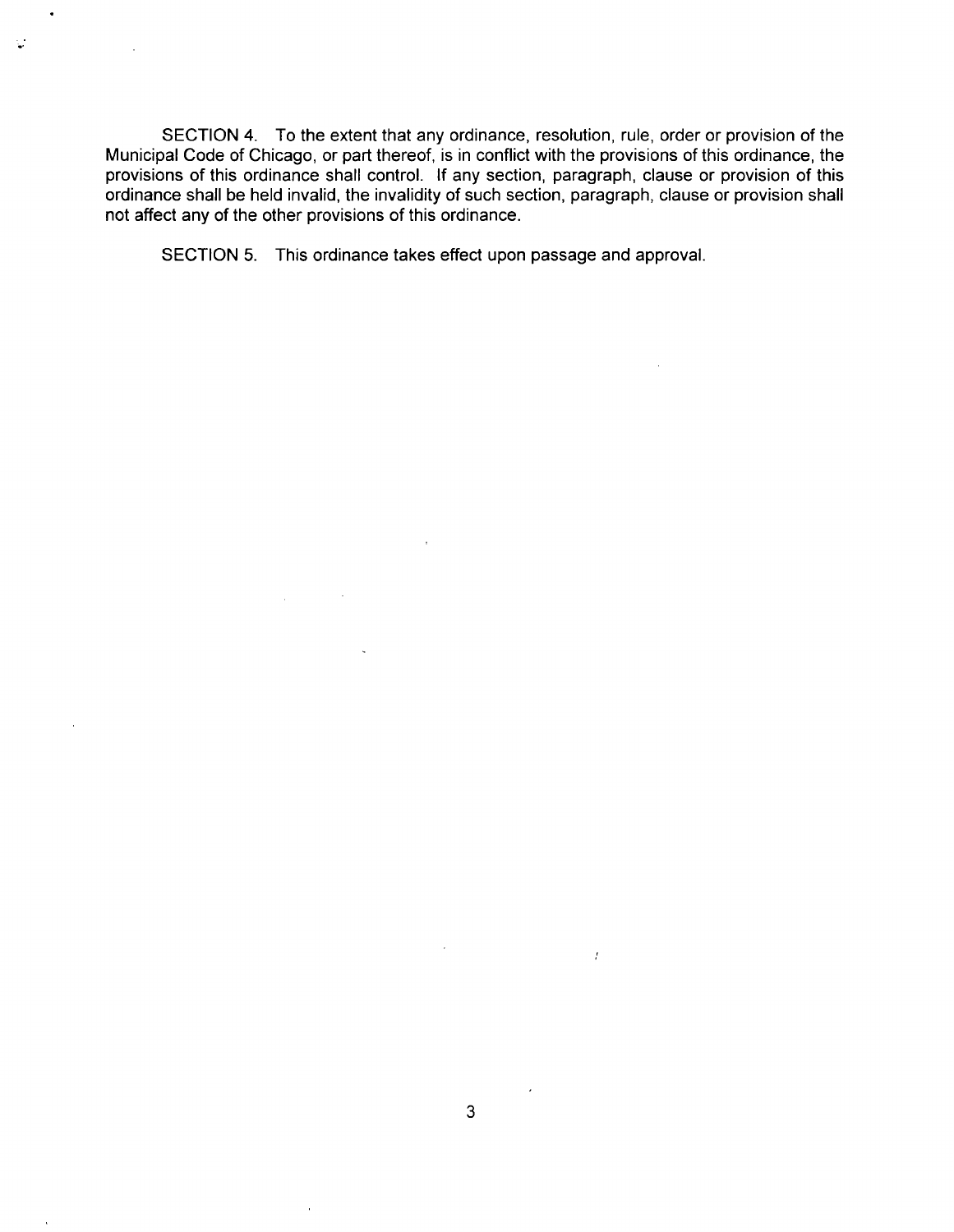SECTION 4. To the extent that any ordinance, resolution, rule, order or provision of the Municipal Code of Chicago, or part thereof, is in conflict with the provisions of this ordinance, the provisions of this ordinance shall control. If any section, paragraph, clause or provision of this ordinance shall be held invalid, the invalidity of such section, paragraph, clause or provision shall not affect any of the other provisions of this ordinance.

SECTION 5. This ordinance takes effect upon passage and approval.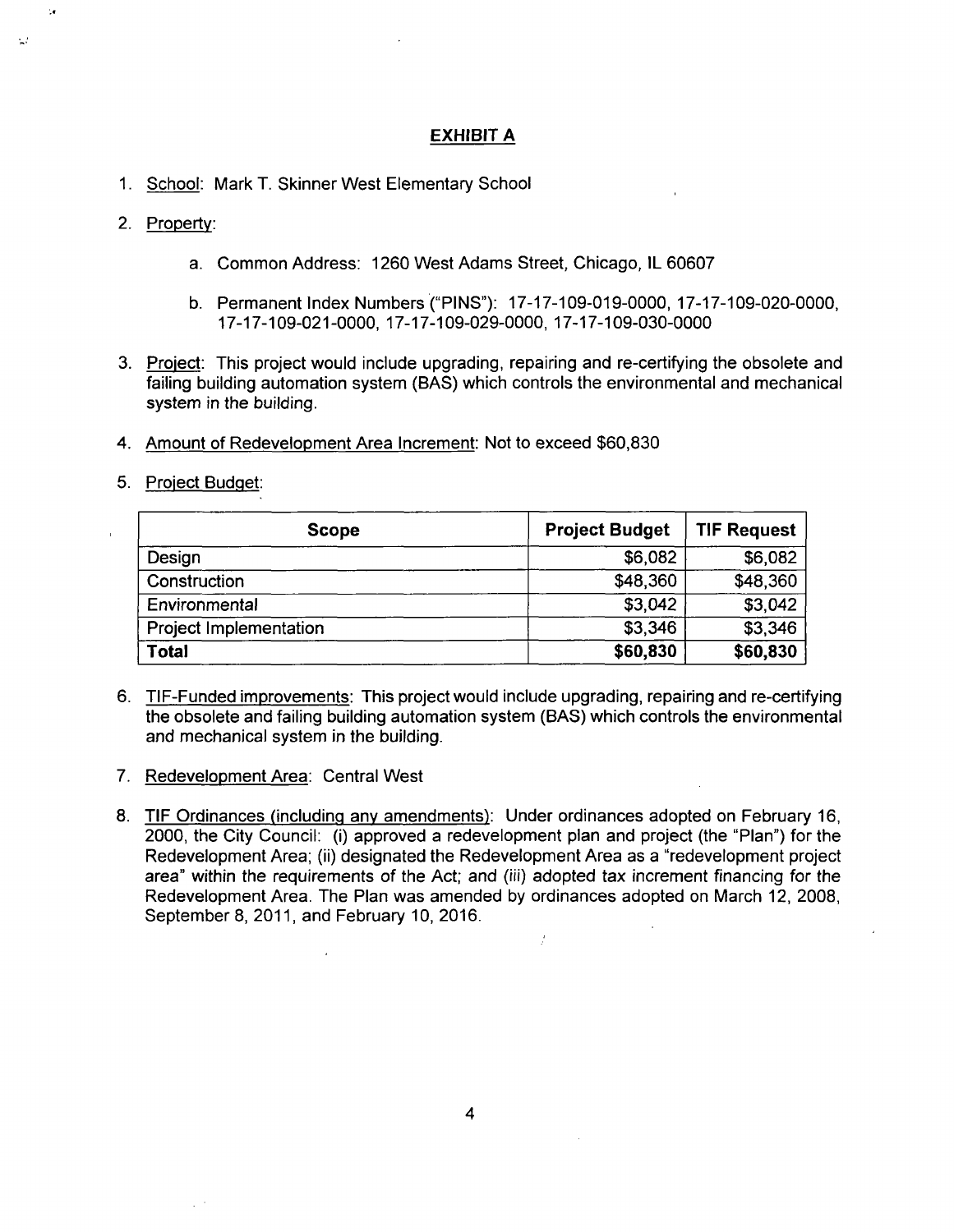## EXHIBIT A

1. <u>School</u>: Mark T. Skinner West Elementary School

2. <u>Property</u>:

   a. Common Address: 1260 West Adams Street, Chicago, IL 60607

   b. Permanent Index Numbers ("PINS"): 17-17-109-019-0000, 17-17-109-020-0000, 17-17-109-021-0000, 17-17-109-029-0000, 17-17-109-030-0000

3. <u>Project</u>: This project would include upgrading, repairing and re-certifying the obsolete and failing building automation system (BAS) which controls the environmental and mechanical system in the building.

4. <u>Amount of Redevelopment Area Increment</u>: Not to exceed $60,830

5. <u>Project Budget</u>:

| Scope | Project Budget | TIF Request |
|---|---:|---:|
| Design | $6,082 | $6,082 |
| Construction | $48,360 | $48,360 |
| Environmental | $3,042 | $3,042 |
| Project Implementation | $3,346 | $3,346 |
| **Total** | **$60,830** | **$60,830** |

6. <u>TIF-Funded improvements</u>: This project would include upgrading, repairing and re-certifying the obsolete and failing building automation system (BAS) which controls the environmental and mechanical system in the building.

7. <u>Redevelopment Area</u>: Central West

8. <u>TIF Ordinances (including any amendments)</u>: Under ordinances adopted on February 16, 2000, the City Council: (i) approved a redevelopment plan and project (the "Plan") for the Redevelopment Area; (ii) designated the Redevelopment Area as a "redevelopment project area" within the requirements of the Act; and (iii) adopted tax increment financing for the Redevelopment Area. The Plan was amended by ordinances adopted on March 12, 2008, September 8, 2011, and February 10, 2016.